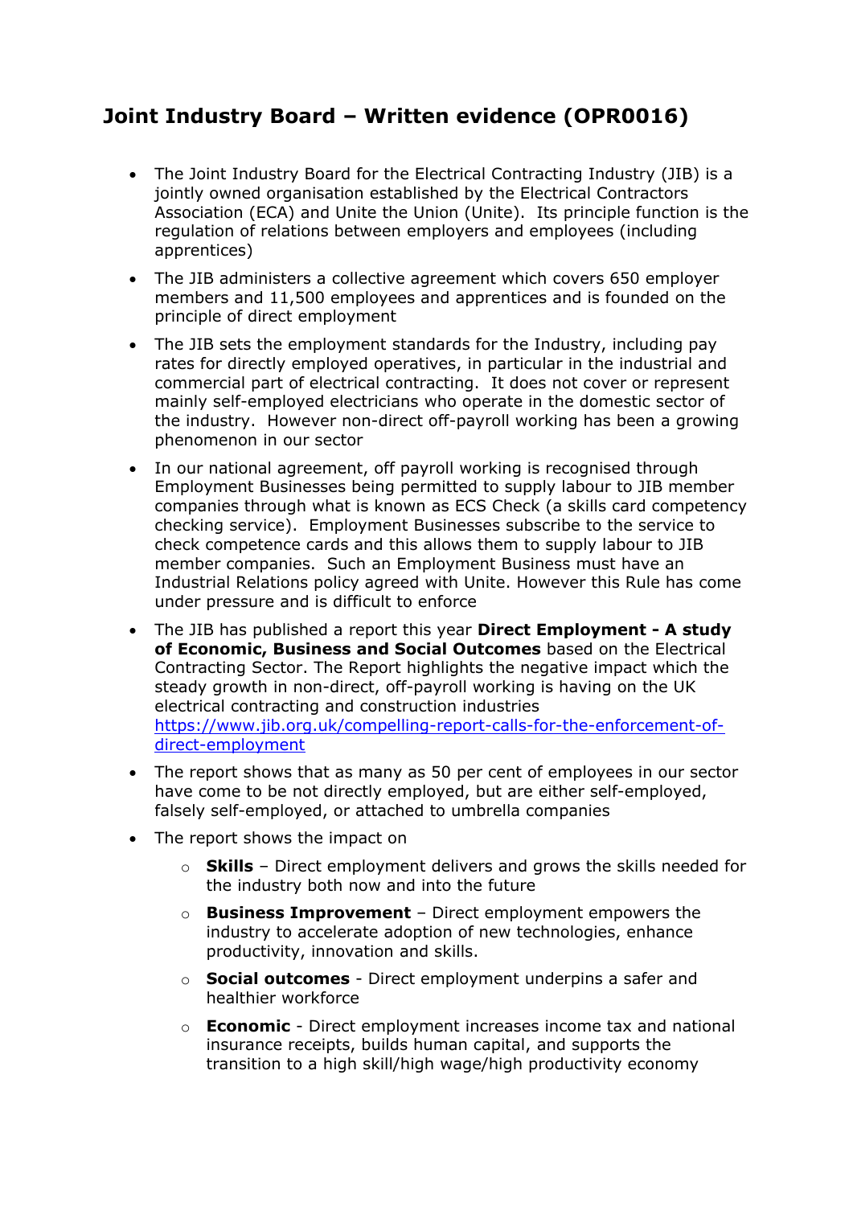# Joint Industry Board – Written evidence (OPR0016)

- The Joint Industry Board for the Electrical Contracting Industry (JIB) is a jointly owned organisation established by the Electrical Contractors Association (ECA) and Unite the Union (Unite). Its principle function is the regulation of relations between employers and employees (including apprentices)
- The JIB administers a collective agreement which covers 650 employer members and 11,500 employees and apprentices and is founded on the principle of direct employment
- The JIB sets the employment standards for the Industry, including pay rates for directly employed operatives, in particular in the industrial and commercial part of electrical contracting. It does not cover or represent mainly self-employed electricians who operate in the domestic sector of the industry. However non-direct off-payroll working has been a growing phenomenon in our sector
- In our national agreement, off payroll working is recognised through Employment Businesses being permitted to supply labour to JIB member companies through what is known as ECS Check (a skills card competency checking service). Employment Businesses subscribe to the service to check competence cards and this allows them to supply labour to JIB member companies. Such an Employment Business must have an Industrial Relations policy agreed with Unite. However this Rule has come under pressure and is difficult to enforce
- The JIB has published a report this year **Direct Employment - A study of Economic, Business and Social Outcomes** based on the Electrical Contracting Sector. The Report highlights the negative impact which the steady growth in non-direct, off-payroll working is having on the UK electrical contracting and construction industries https://www.jib.org.uk/compelling-report-calls-for-the-enforcement-of-direct-employment
- The report shows that as many as 50 per cent of employees in our sector have come to be not directly employed, but are either self-employed, falsely self-employed, or attached to umbrella companies
- The report shows the impact on
  - **Skills** – Direct employment delivers and grows the skills needed for the industry both now and into the future
  - **Business Improvement** – Direct employment empowers the industry to accelerate adoption of new technologies, enhance productivity, innovation and skills.
  - **Social outcomes** - Direct employment underpins a safer and healthier workforce
  - **Economic** - Direct employment increases income tax and national insurance receipts, builds human capital, and supports the transition to a high skill/high wage/high productivity economy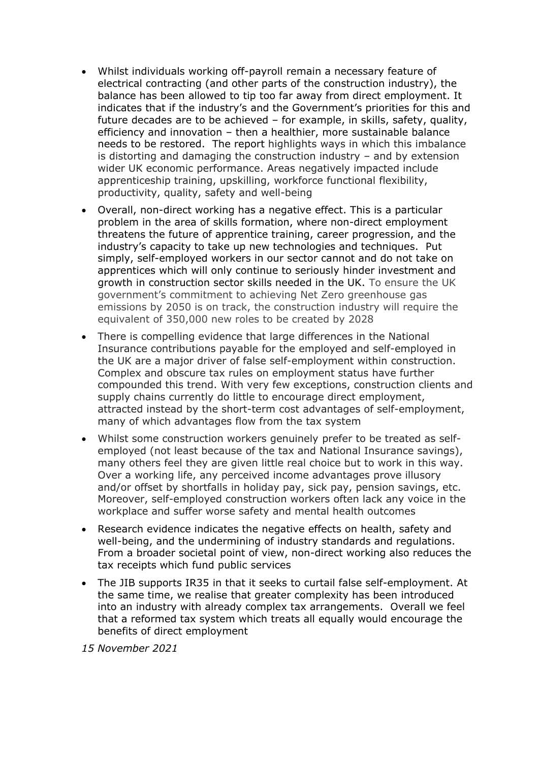- Whilst individuals working off-payroll remain a necessary feature of electrical contracting (and other parts of the construction industry), the balance has been allowed to tip too far away from direct employment. It indicates that if the industry's and the Government's priorities for this and future decades are to be achieved – for example, in skills, safety, quality, efficiency and innovation – then a healthier, more sustainable balance needs to be restored. The report highlights ways in which this imbalance is distorting and damaging the construction industry – and by extension wider UK economic performance. Areas negatively impacted include apprenticeship training, upskilling, workforce functional flexibility, productivity, quality, safety and well-being

- Overall, non-direct working has a negative effect. This is a particular problem in the area of skills formation, where non-direct employment threatens the future of apprentice training, career progression, and the industry's capacity to take up new technologies and techniques. Put simply, self-employed workers in our sector cannot and do not take on apprentices which will only continue to seriously hinder investment and growth in construction sector skills needed in the UK. To ensure the UK government's commitment to achieving Net Zero greenhouse gas emissions by 2050 is on track, the construction industry will require the equivalent of 350,000 new roles to be created by 2028

- There is compelling evidence that large differences in the National Insurance contributions payable for the employed and self-employed in the UK are a major driver of false self-employment within construction. Complex and obscure tax rules on employment status have further compounded this trend. With very few exceptions, construction clients and supply chains currently do little to encourage direct employment, attracted instead by the short-term cost advantages of self-employment, many of which advantages flow from the tax system

- Whilst some construction workers genuinely prefer to be treated as self-employed (not least because of the tax and National Insurance savings), many others feel they are given little real choice but to work in this way. Over a working life, any perceived income advantages prove illusory and/or offset by shortfalls in holiday pay, sick pay, pension savings, etc. Moreover, self-employed construction workers often lack any voice in the workplace and suffer worse safety and mental health outcomes

- Research evidence indicates the negative effects on health, safety and well-being, and the undermining of industry standards and regulations. From a broader societal point of view, non-direct working also reduces the tax receipts which fund public services

- The JIB supports IR35 in that it seeks to curtail false self-employment. At the same time, we realise that greater complexity has been introduced into an industry with already complex tax arrangements. Overall we feel that a reformed tax system which treats all equally would encourage the benefits of direct employment

*15 November 2021*